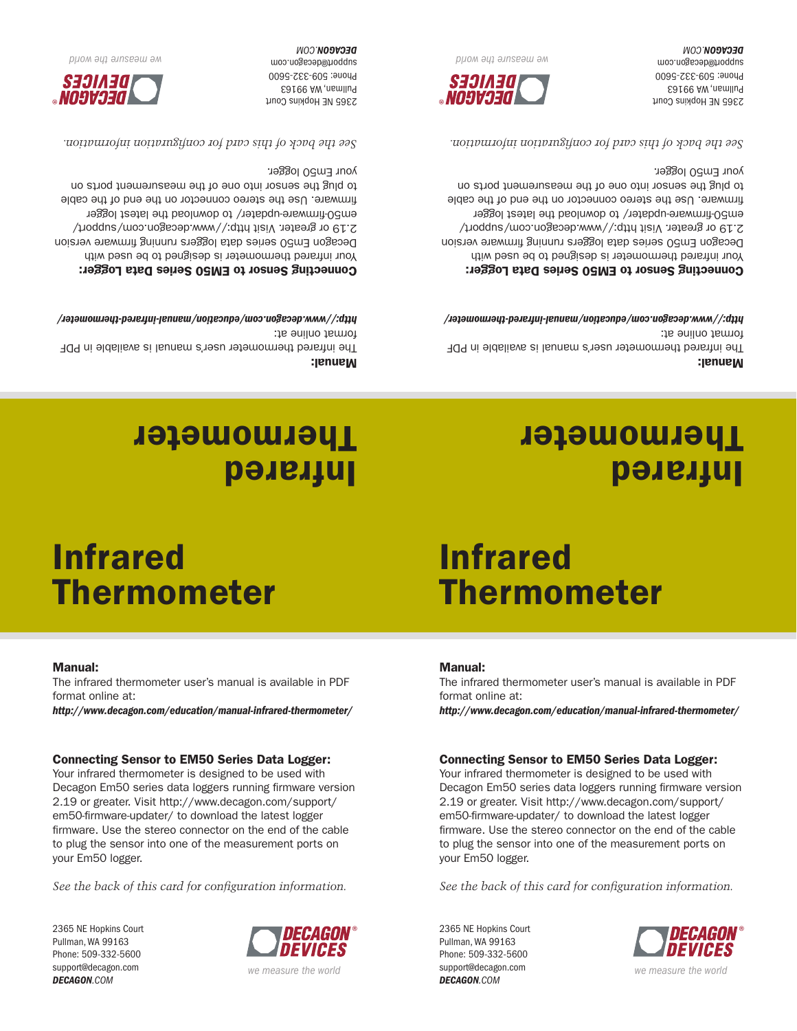# Infrared Thermometer

**Manual:**

The infrared thermometer user's manual is available in PDF format online at:

***http://www.decagon.com/education/manual-infrared-thermometer/***

**Connecting Sensor to EM50 Series Data Logger:**

Your infrared thermometer is designed to be used with Decagon Em50 series data loggers running firmware version 2.19 or greater. Visit http://www.decagon.com/support/em50-firmware-updater/ to download the latest logger firmware. Use the stereo connector on the end of the cable to plug the sensor into one of the measurement ports on your Em50 logger.

*See the back of this card for configuration information.*

2365 NE Hopkins Court
Pullman, WA 99163
Phone: 509-332-5600
support@decagon.com
***DECAGON**.COM*

DECAGON® DEVICES
*we measure the world*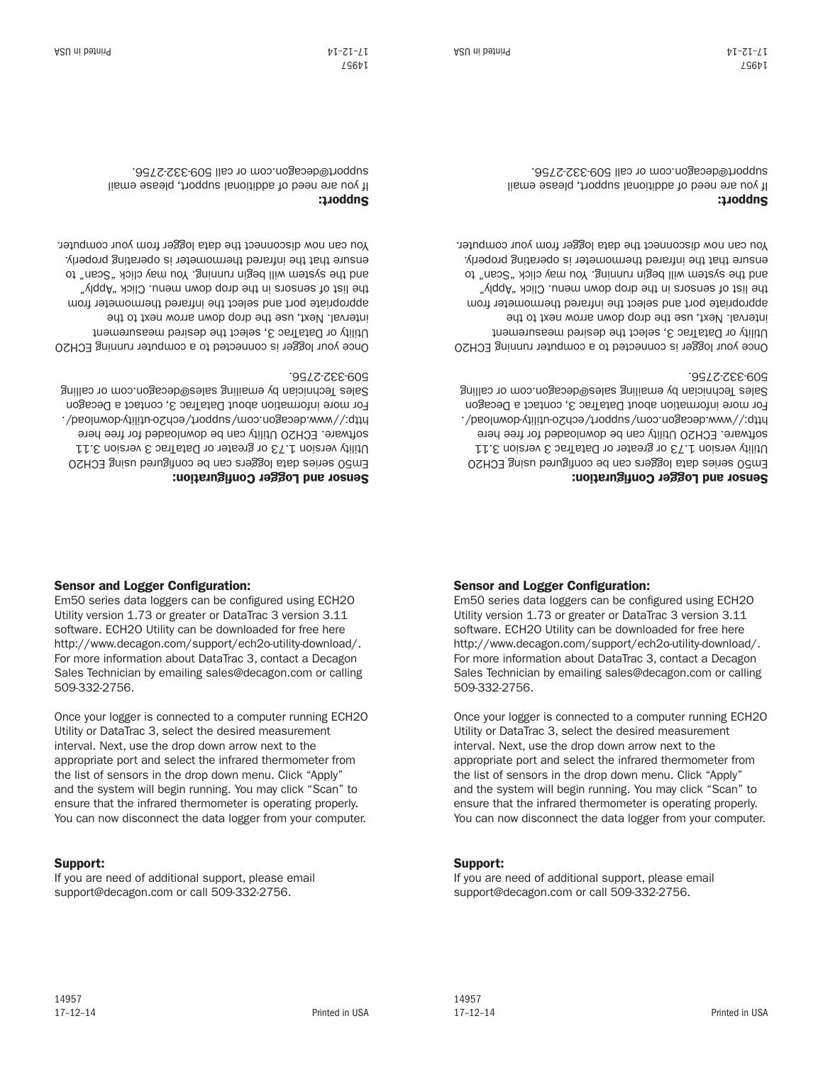**Sensor and Logger Configuration:**
Em50 series data loggers can be configured using ECH2O Utility version 1.73 or greater or DataTrac 3 version 3.11 software. ECH2O Utility can be downloaded for free here http://www.decagon.com/support/ech2o-utility-download/. For more information about DataTrac 3, contact a Decagon Sales Technician by emailing sales@decagon.com or calling 509-332-2756.

Once your logger is connected to a computer running ECH2O Utility or DataTrac 3, select the desired measurement interval. Next, use the drop down arrow next to the appropriate port and select the infrared thermometer from the list of sensors in the drop down menu. Click “Apply” and the system will begin running. You may click “Scan” to ensure that the infrared thermometer is operating properly. You can now disconnect the data logger from your computer.

**Support:**
If you are need of additional support, please email support@decagon.com or call 509-332-2756.